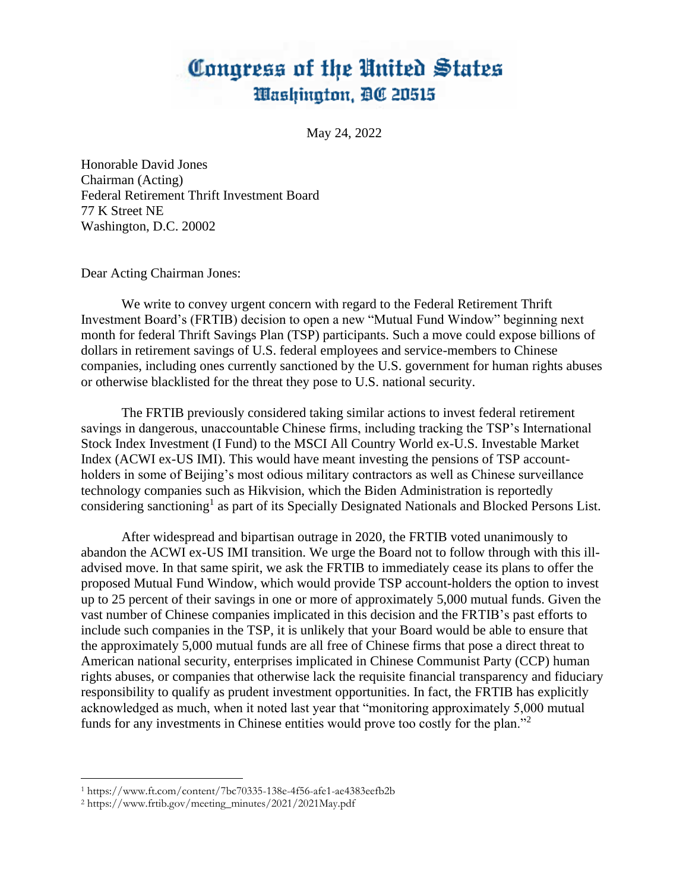# Congress of the United States
## Washington, DC 20515

May 24, 2022

Honorable David Jones
Chairman (Acting)
Federal Retirement Thrift Investment Board
77 K Street NE
Washington, D.C. 20002

Dear Acting Chairman Jones:

We write to convey urgent concern with regard to the Federal Retirement Thrift Investment Board's (FRTIB) decision to open a new "Mutual Fund Window" beginning next month for federal Thrift Savings Plan (TSP) participants. Such a move could expose billions of dollars in retirement savings of U.S. federal employees and service-members to Chinese companies, including ones currently sanctioned by the U.S. government for human rights abuses or otherwise blacklisted for the threat they pose to U.S. national security.

The FRTIB previously considered taking similar actions to invest federal retirement savings in dangerous, unaccountable Chinese firms, including tracking the TSP's International Stock Index Investment (I Fund) to the MSCI All Country World ex-U.S. Investable Market Index (ACWI ex-US IMI). This would have meant investing the pensions of TSP account-holders in some of Beijing's most odious military contractors as well as Chinese surveillance technology companies such as Hikvision, which the Biden Administration is reportedly considering sanctioning[1] as part of its Specially Designated Nationals and Blocked Persons List.

After widespread and bipartisan outrage in 2020, the FRTIB voted unanimously to abandon the ACWI ex-US IMI transition. We urge the Board not to follow through with this ill-advised move. In that same spirit, we ask the FRTIB to immediately cease its plans to offer the proposed Mutual Fund Window, which would provide TSP account-holders the option to invest up to 25 percent of their savings in one or more of approximately 5,000 mutual funds. Given the vast number of Chinese companies implicated in this decision and the FRTIB's past efforts to include such companies in the TSP, it is unlikely that your Board would be able to ensure that the approximately 5,000 mutual funds are all free of Chinese firms that pose a direct threat to American national security, enterprises implicated in Chinese Communist Party (CCP) human rights abuses, or companies that otherwise lack the requisite financial transparency and fiduciary responsibility to qualify as prudent investment opportunities. In fact, the FRTIB has explicitly acknowledged as much, when it noted last year that "monitoring approximately 5,000 mutual funds for any investments in Chinese entities would prove too costly for the plan."[2]

---

[1] https://www.ft.com/content/7bc70335-138e-4f56-afe1-ae4383eefb2b

[2] https://www.frtib.gov/meeting_minutes/2021/2021May.pdf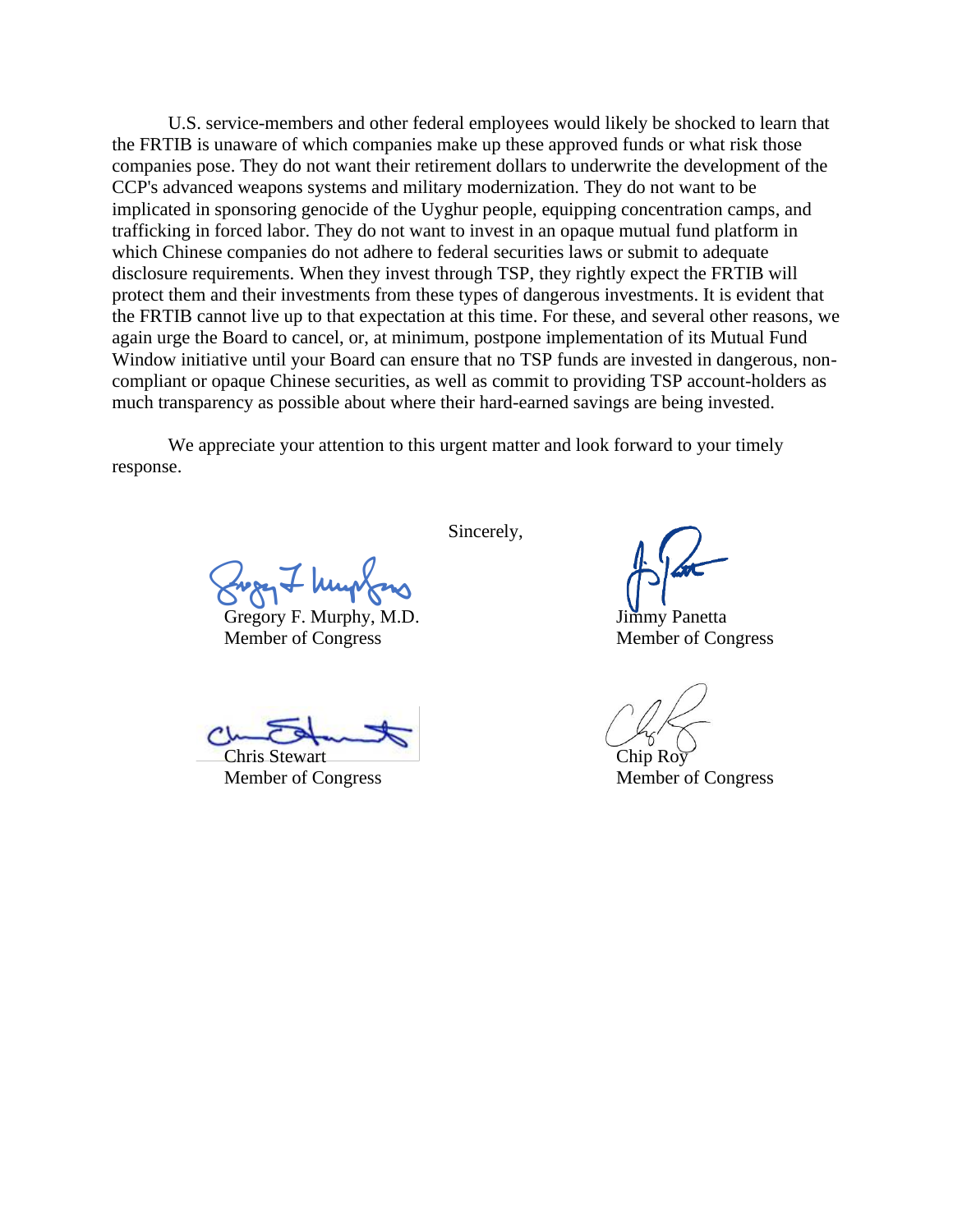U.S. service-members and other federal employees would likely be shocked to learn that the FRTIB is unaware of which companies make up these approved funds or what risk those companies pose. They do not want their retirement dollars to underwrite the development of the CCP's advanced weapons systems and military modernization. They do not want to be implicated in sponsoring genocide of the Uyghur people, equipping concentration camps, and trafficking in forced labor. They do not want to invest in an opaque mutual fund platform in which Chinese companies do not adhere to federal securities laws or submit to adequate disclosure requirements. When they invest through TSP, they rightly expect the FRTIB will protect them and their investments from these types of dangerous investments. It is evident that the FRTIB cannot live up to that expectation at this time. For these, and several other reasons, we again urge the Board to cancel, or, at minimum, postpone implementation of its Mutual Fund Window initiative until your Board can ensure that no TSP funds are invested in dangerous, non-compliant or opaque Chinese securities, as well as commit to providing TSP account-holders as much transparency as possible about where their hard-earned savings are being invested.

We appreciate your attention to this urgent matter and look forward to your timely response.

Sincerely,

Gregory F. Murphy, M.D.
Member of Congress

Jimmy Panetta
Member of Congress

Chris Stewart
Member of Congress

Chip Roy
Member of Congress